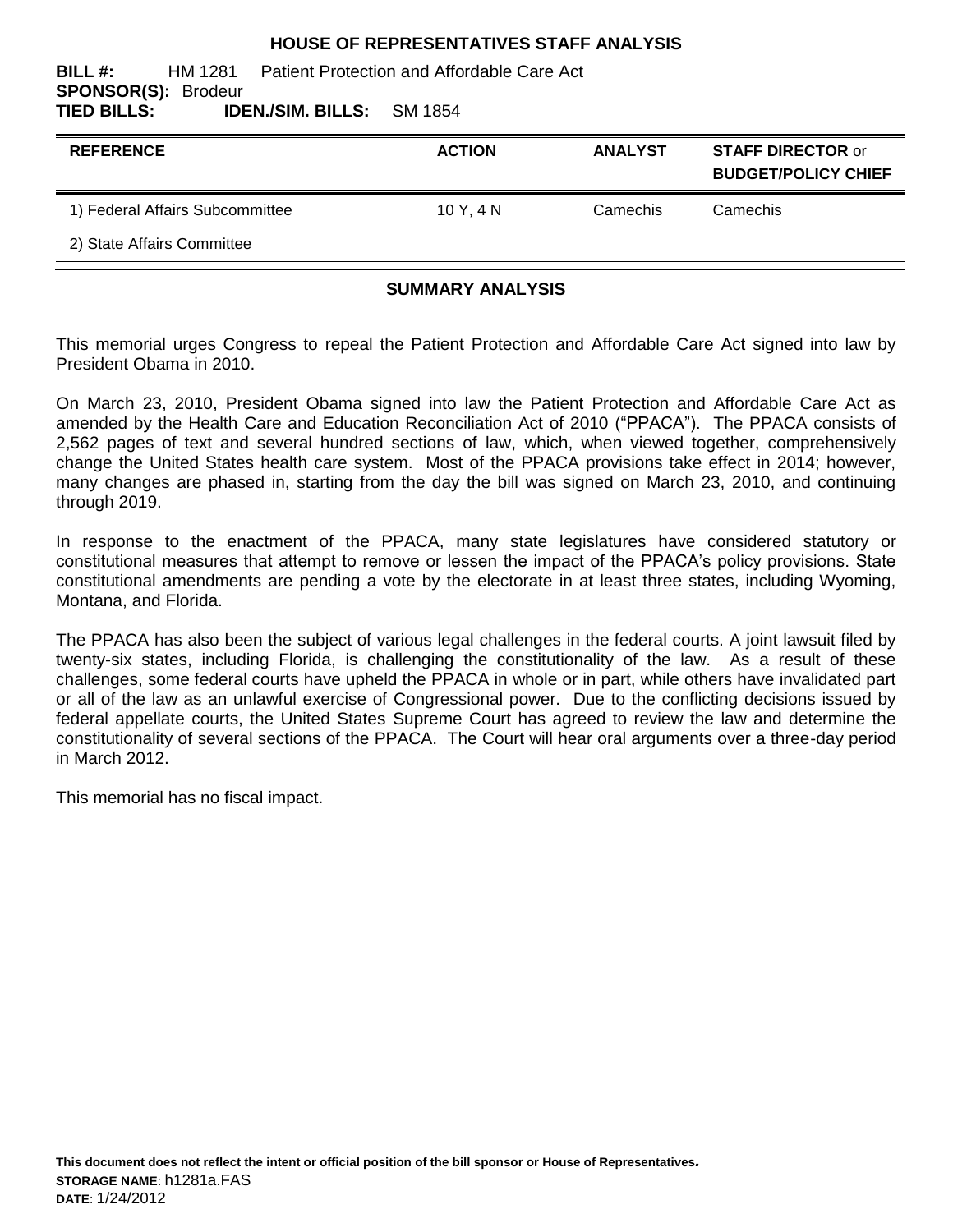# HOUSE OF REPRESENTATIVES STAFF ANALYSIS

**BILL #:** HM 1281 Patient Protection and Affordable Care Act
**SPONSOR(S):** Brodeur
**TIED BILLS:** **IDEN./SIM. BILLS:** SM 1854

| REFERENCE | ACTION | ANALYST | STAFF DIRECTOR or BUDGET/POLICY CHIEF |
|---|---|---|---|
| 1) Federal Affairs Subcommittee | 10 Y, 4 N | Camechis | Camechis |
| 2) State Affairs Committee | | | |

## SUMMARY ANALYSIS

This memorial urges Congress to repeal the Patient Protection and Affordable Care Act signed into law by President Obama in 2010.

On March 23, 2010, President Obama signed into law the Patient Protection and Affordable Care Act as amended by the Health Care and Education Reconciliation Act of 2010 ("PPACA"). The PPACA consists of 2,562 pages of text and several hundred sections of law, which, when viewed together, comprehensively change the United States health care system. Most of the PPACA provisions take effect in 2014; however, many changes are phased in, starting from the day the bill was signed on March 23, 2010, and continuing through 2019.

In response to the enactment of the PPACA, many state legislatures have considered statutory or constitutional measures that attempt to remove or lessen the impact of the PPACA's policy provisions. State constitutional amendments are pending a vote by the electorate in at least three states, including Wyoming, Montana, and Florida.

The PPACA has also been the subject of various legal challenges in the federal courts. A joint lawsuit filed by twenty-six states, including Florida, is challenging the constitutionality of the law. As a result of these challenges, some federal courts have upheld the PPACA in whole or in part, while others have invalidated part or all of the law as an unlawful exercise of Congressional power. Due to the conflicting decisions issued by federal appellate courts, the United States Supreme Court has agreed to review the law and determine the constitutionality of several sections of the PPACA. The Court will hear oral arguments over a three-day period in March 2012.

This memorial has no fiscal impact.

**This document does not reflect the intent or official position of the bill sponsor or House of Representatives.**
**STORAGE NAME**: h1281a.FAS
**DATE**: 1/24/2012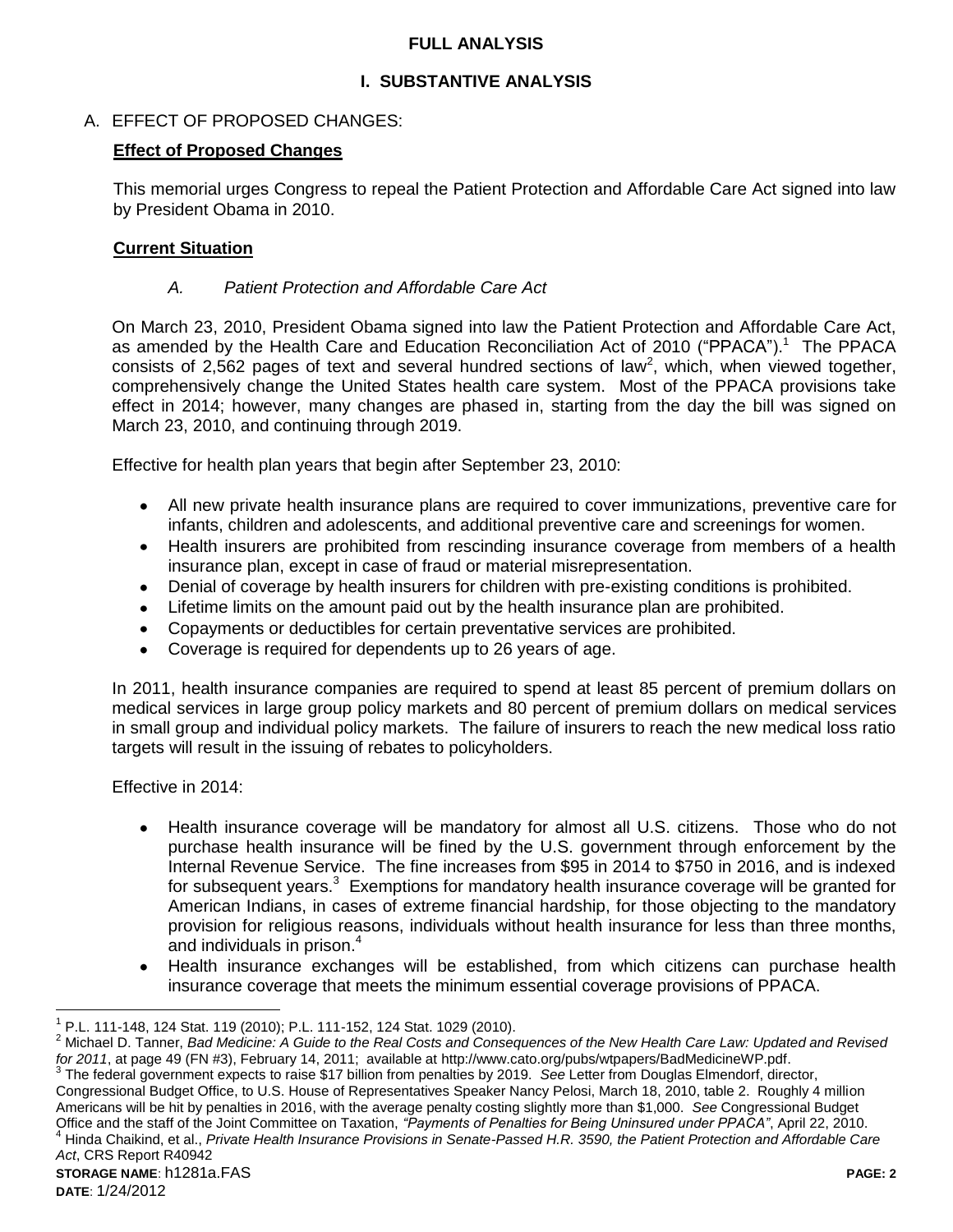## FULL ANALYSIS

## I. SUBSTANTIVE ANALYSIS

A. EFFECT OF PROPOSED CHANGES:

**Effect of Proposed Changes**

This memorial urges Congress to repeal the Patient Protection and Affordable Care Act signed into law by President Obama in 2010.

**Current Situation**

*A. Patient Protection and Affordable Care Act*

On March 23, 2010, President Obama signed into law the Patient Protection and Affordable Care Act, as amended by the Health Care and Education Reconciliation Act of 2010 ("PPACA").[1] The PPACA consists of 2,562 pages of text and several hundred sections of law[2], which, when viewed together, comprehensively change the United States health care system. Most of the PPACA provisions take effect in 2014; however, many changes are phased in, starting from the day the bill was signed on March 23, 2010, and continuing through 2019.

Effective for health plan years that begin after September 23, 2010:

- All new private health insurance plans are required to cover immunizations, preventive care for infants, children and adolescents, and additional preventive care and screenings for women.
- Health insurers are prohibited from rescinding insurance coverage from members of a health insurance plan, except in case of fraud or material misrepresentation.
- Denial of coverage by health insurers for children with pre-existing conditions is prohibited.
- Lifetime limits on the amount paid out by the health insurance plan are prohibited.
- Copayments or deductibles for certain preventative services are prohibited.
- Coverage is required for dependents up to 26 years of age.

In 2011, health insurance companies are required to spend at least 85 percent of premium dollars on medical services in large group policy markets and 80 percent of premium dollars on medical services in small group and individual policy markets. The failure of insurers to reach the new medical loss ratio targets will result in the issuing of rebates to policyholders.

Effective in 2014:

- Health insurance coverage will be mandatory for almost all U.S. citizens. Those who do not purchase health insurance will be fined by the U.S. government through enforcement by the Internal Revenue Service. The fine increases from $95 in 2014 to $750 in 2016, and is indexed for subsequent years.[3] Exemptions for mandatory health insurance coverage will be granted for American Indians, in cases of extreme financial hardship, for those objecting to the mandatory provision for religious reasons, individuals without health insurance for less than three months, and individuals in prison.[4]
- Health insurance exchanges will be established, from which citizens can purchase health insurance coverage that meets the minimum essential coverage provisions of PPACA.

---

[1] P.L. 111-148, 124 Stat. 119 (2010); P.L. 111-152, 124 Stat. 1029 (2010).

[2] Michael D. Tanner, *Bad Medicine: A Guide to the Real Costs and Consequences of the New Health Care Law: Updated and Revised for 2011*, at page 49 (FN #3), February 14, 2011; available at http://www.cato.org/pubs/wtpapers/BadMedicineWP.pdf.

[3] The federal government expects to raise $17 billion from penalties by 2019. *See* Letter from Douglas Elmendorf, director, Congressional Budget Office, to U.S. House of Representatives Speaker Nancy Pelosi, March 18, 2010, table 2. Roughly 4 million Americans will be hit by penalties in 2016, with the average penalty costing slightly more than $1,000. *See* Congressional Budget Office and the staff of the Joint Committee on Taxation, *"Payments of Penalties for Being Uninsured under PPACA"*, April 22, 2010.

[4] Hinda Chaikind, et al., *Private Health Insurance Provisions in Senate-Passed H.R. 3590, the Patient Protection and Affordable Care Act*, CRS Report R40942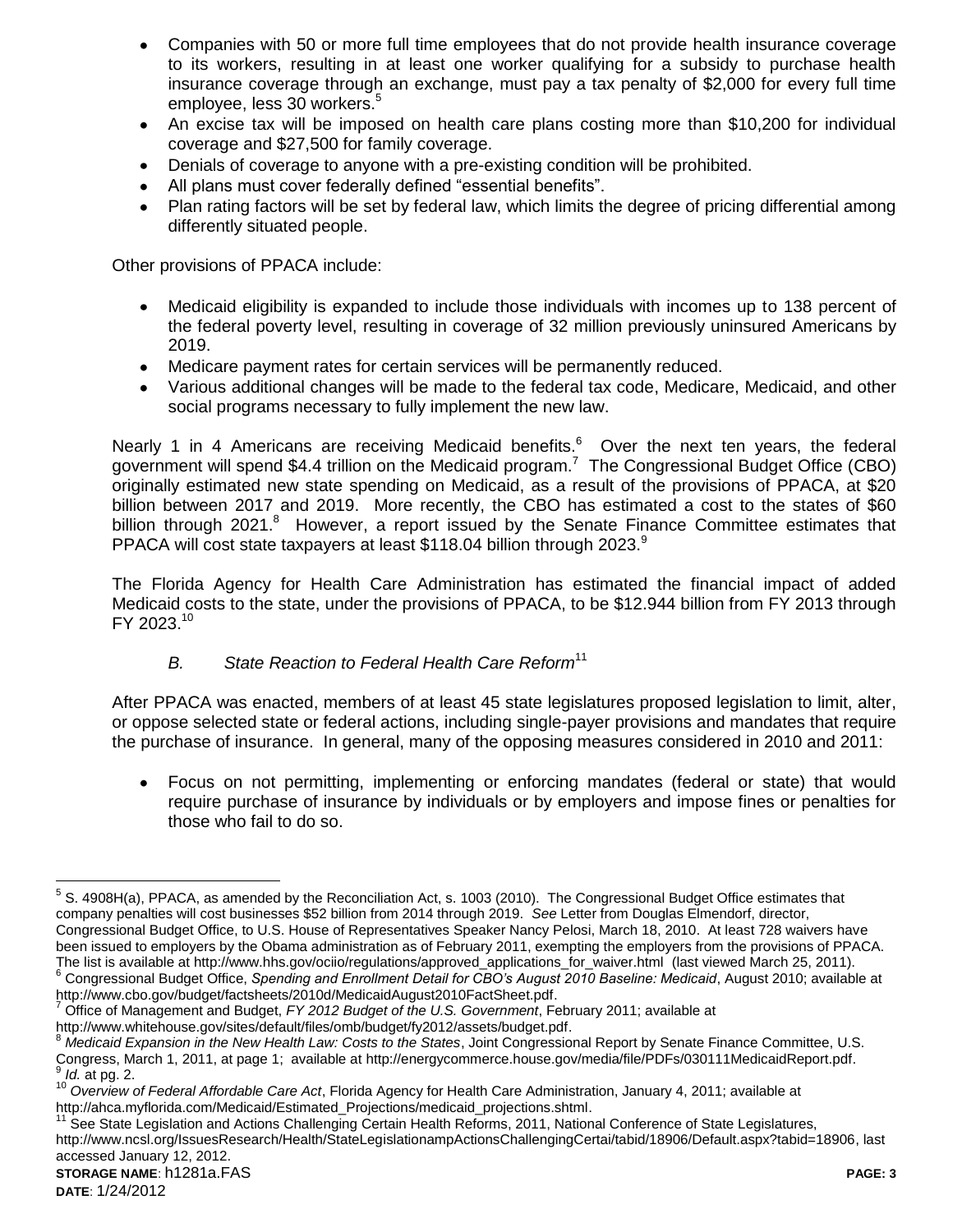- Companies with 50 or more full time employees that do not provide health insurance coverage to its workers, resulting in at least one worker qualifying for a subsidy to purchase health insurance coverage through an exchange, must pay a tax penalty of $2,000 for every full time employee, less 30 workers.[5]
- An excise tax will be imposed on health care plans costing more than $10,200 for individual coverage and $27,500 for family coverage.
- Denials of coverage to anyone with a pre-existing condition will be prohibited.
- All plans must cover federally defined "essential benefits".
- Plan rating factors will be set by federal law, which limits the degree of pricing differential among differently situated people.

Other provisions of PPACA include:

- Medicaid eligibility is expanded to include those individuals with incomes up to 138 percent of the federal poverty level, resulting in coverage of 32 million previously uninsured Americans by 2019.
- Medicare payment rates for certain services will be permanently reduced.
- Various additional changes will be made to the federal tax code, Medicare, Medicaid, and other social programs necessary to fully implement the new law.

Nearly 1 in 4 Americans are receiving Medicaid benefits.[6] Over the next ten years, the federal government will spend $4.4 trillion on the Medicaid program.[7] The Congressional Budget Office (CBO) originally estimated new state spending on Medicaid, as a result of the provisions of PPACA, at $20 billion between 2017 and 2019. More recently, the CBO has estimated a cost to the states of $60 billion through 2021.[8] However, a report issued by the Senate Finance Committee estimates that PPACA will cost state taxpayers at least $118.04 billion through 2023.[9]

The Florida Agency for Health Care Administration has estimated the financial impact of added Medicaid costs to the state, under the provisions of PPACA, to be $12.944 billion from FY 2013 through FY 2023.[10]

### *B. State Reaction to Federal Health Care Reform*[11]

After PPACA was enacted, members of at least 45 state legislatures proposed legislation to limit, alter, or oppose selected state or federal actions, including single-payer provisions and mandates that require the purchase of insurance. In general, many of the opposing measures considered in 2010 and 2011:

- Focus on not permitting, implementing or enforcing mandates (federal or state) that would require purchase of insurance by individuals or by employers and impose fines or penalties for those who fail to do so.

---

[5] S. 4908H(a), PPACA, as amended by the Reconciliation Act, s. 1003 (2010). The Congressional Budget Office estimates that company penalties will cost businesses $52 billion from 2014 through 2019. *See* Letter from Douglas Elmendorf, director, Congressional Budget Office, to U.S. House of Representatives Speaker Nancy Pelosi, March 18, 2010. At least 728 waivers have been issued to employers by the Obama administration as of February 2011, exempting the employers from the provisions of PPACA. The list is available at http://www.hhs.gov/ociio/regulations/approved_applications_for_waiver.html (last viewed March 25, 2011).

[6] Congressional Budget Office, *Spending and Enrollment Detail for CBO's August 2010 Baseline: Medicaid*, August 2010; available at http://www.cbo.gov/budget/factsheets/2010d/MedicaidAugust2010FactSheet.pdf.

[7] Office of Management and Budget, *FY 2012 Budget of the U.S. Government*, February 2011; available at http://www.whitehouse.gov/sites/default/files/omb/budget/fy2012/assets/budget.pdf.

[8] *Medicaid Expansion in the New Health Law: Costs to the States*, Joint Congressional Report by Senate Finance Committee, U.S. Congress, March 1, 2011, at page 1; available at http://energycommerce.house.gov/media/file/PDFs/030111MedicaidReport.pdf.

[9] *Id.* at pg. 2.

[10] *Overview of Federal Affordable Care Act*, Florida Agency for Health Care Administration, January 4, 2011; available at http://ahca.myflorida.com/Medicaid/Estimated_Projections/medicaid_projections.shtml.

[11] See State Legislation and Actions Challenging Certain Health Reforms, 2011, National Conference of State Legislatures, http://www.ncsl.org/IssuesResearch/Health/StateLegislationampActionsChallengingCertai/tabid/18906/Default.aspx?tabid=18906, last accessed January 12, 2012.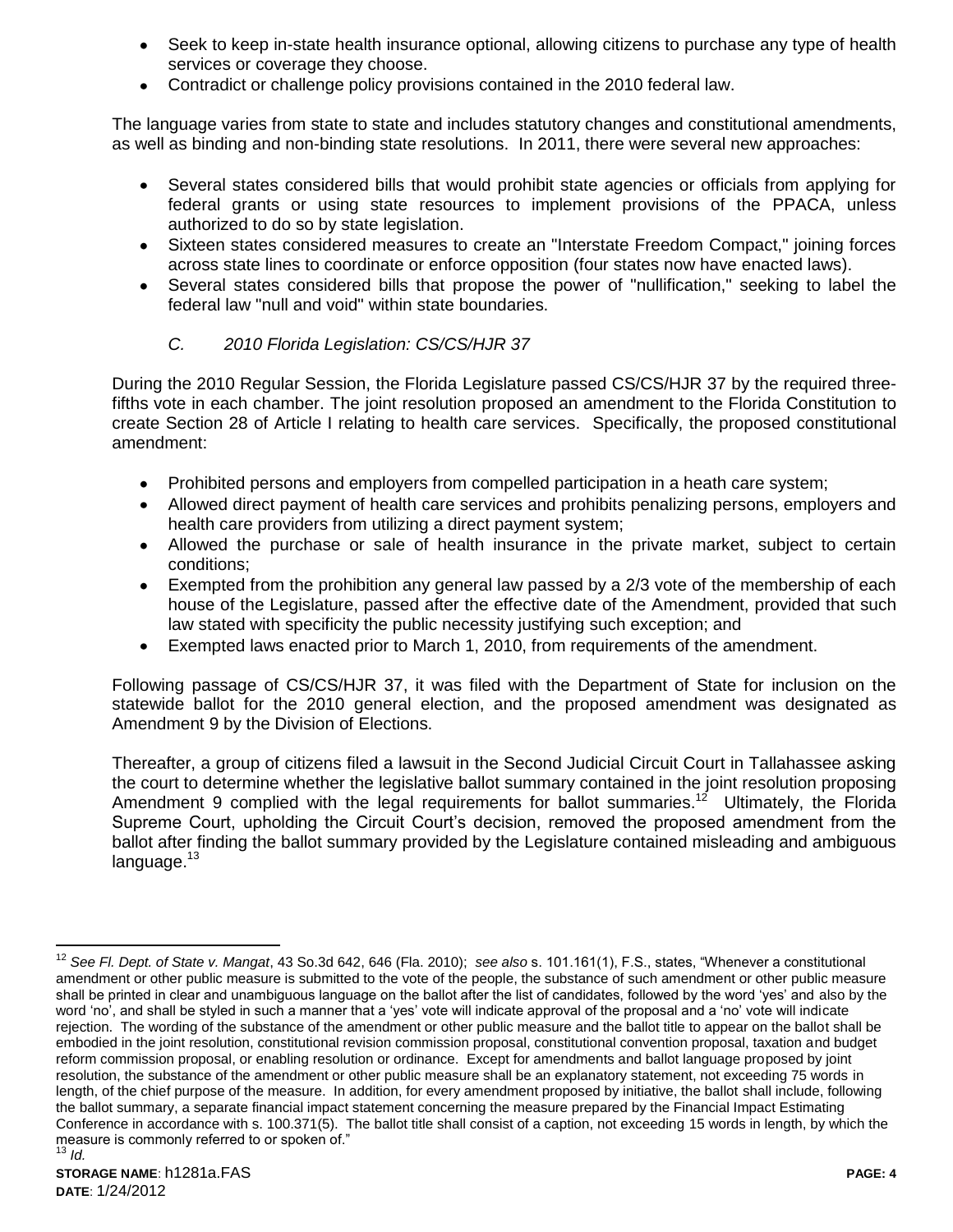- Seek to keep in-state health insurance optional, allowing citizens to purchase any type of health services or coverage they choose.
- Contradict or challenge policy provisions contained in the 2010 federal law.

The language varies from state to state and includes statutory changes and constitutional amendments, as well as binding and non-binding state resolutions. In 2011, there were several new approaches:

- Several states considered bills that would prohibit state agencies or officials from applying for federal grants or using state resources to implement provisions of the PPACA, unless authorized to do so by state legislation.
- Sixteen states considered measures to create an "Interstate Freedom Compact," joining forces across state lines to coordinate or enforce opposition (four states now have enacted laws).
- Several states considered bills that propose the power of "nullification," seeking to label the federal law "null and void" within state boundaries.

*C. 2010 Florida Legislation: CS/CS/HJR 37*

During the 2010 Regular Session, the Florida Legislature passed CS/CS/HJR 37 by the required three-fifths vote in each chamber. The joint resolution proposed an amendment to the Florida Constitution to create Section 28 of Article I relating to health care services. Specifically, the proposed constitutional amendment:

- Prohibited persons and employers from compelled participation in a heath care system;
- Allowed direct payment of health care services and prohibits penalizing persons, employers and health care providers from utilizing a direct payment system;
- Allowed the purchase or sale of health insurance in the private market, subject to certain conditions;
- Exempted from the prohibition any general law passed by a 2/3 vote of the membership of each house of the Legislature, passed after the effective date of the Amendment, provided that such law stated with specificity the public necessity justifying such exception; and
- Exempted laws enacted prior to March 1, 2010, from requirements of the amendment.

Following passage of CS/CS/HJR 37, it was filed with the Department of State for inclusion on the statewide ballot for the 2010 general election, and the proposed amendment was designated as Amendment 9 by the Division of Elections.

Thereafter, a group of citizens filed a lawsuit in the Second Judicial Circuit Court in Tallahassee asking the court to determine whether the legislative ballot summary contained in the joint resolution proposing Amendment 9 complied with the legal requirements for ballot summaries.[12] Ultimately, the Florida Supreme Court, upholding the Circuit Court's decision, removed the proposed amendment from the ballot after finding the ballot summary provided by the Legislature contained misleading and ambiguous language.[13]

---

[12] *See Fl. Dept. of State v. Mangat*, 43 So.3d 642, 646 (Fla. 2010); *see also* s. 101.161(1), F.S., states, "Whenever a constitutional amendment or other public measure is submitted to the vote of the people, the substance of such amendment or other public measure shall be printed in clear and unambiguous language on the ballot after the list of candidates, followed by the word 'yes' and also by the word 'no', and shall be styled in such a manner that a 'yes' vote will indicate approval of the proposal and a 'no' vote will indicate rejection. The wording of the substance of the amendment or other public measure and the ballot title to appear on the ballot shall be embodied in the joint resolution, constitutional revision commission proposal, constitutional convention proposal, taxation and budget reform commission proposal, or enabling resolution or ordinance. Except for amendments and ballot language proposed by joint resolution, the substance of the amendment or other public measure shall be an explanatory statement, not exceeding 75 words in length, of the chief purpose of the measure. In addition, for every amendment proposed by initiative, the ballot shall include, following the ballot summary, a separate financial impact statement concerning the measure prepared by the Financial Impact Estimating Conference in accordance with s. 100.371(5). The ballot title shall consist of a caption, not exceeding 15 words in length, by which the measure is commonly referred to or spoken of."

[13] *Id.*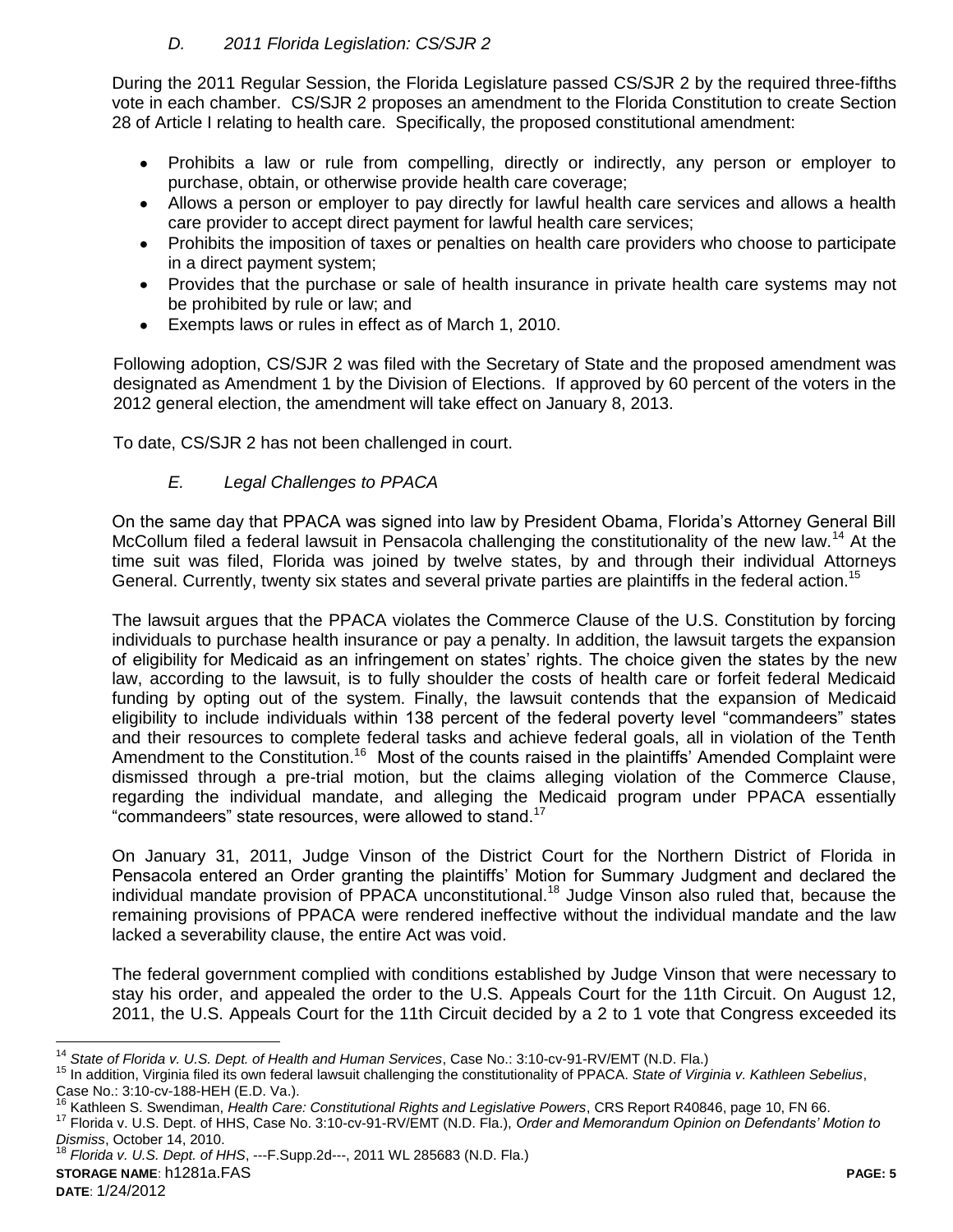### *D. 2011 Florida Legislation: CS/SJR 2*

During the 2011 Regular Session, the Florida Legislature passed CS/SJR 2 by the required three-fifths vote in each chamber. CS/SJR 2 proposes an amendment to the Florida Constitution to create Section 28 of Article I relating to health care. Specifically, the proposed constitutional amendment:

- Prohibits a law or rule from compelling, directly or indirectly, any person or employer to purchase, obtain, or otherwise provide health care coverage;
- Allows a person or employer to pay directly for lawful health care services and allows a health care provider to accept direct payment for lawful health care services;
- Prohibits the imposition of taxes or penalties on health care providers who choose to participate in a direct payment system;
- Provides that the purchase or sale of health insurance in private health care systems may not be prohibited by rule or law; and
- Exempts laws or rules in effect as of March 1, 2010.

Following adoption, CS/SJR 2 was filed with the Secretary of State and the proposed amendment was designated as Amendment 1 by the Division of Elections. If approved by 60 percent of the voters in the 2012 general election, the amendment will take effect on January 8, 2013.

To date, CS/SJR 2 has not been challenged in court.

### *E. Legal Challenges to PPACA*

On the same day that PPACA was signed into law by President Obama, Florida's Attorney General Bill McCollum filed a federal lawsuit in Pensacola challenging the constitutionality of the new law.[14] At the time suit was filed, Florida was joined by twelve states, by and through their individual Attorneys General. Currently, twenty six states and several private parties are plaintiffs in the federal action.[15]

The lawsuit argues that the PPACA violates the Commerce Clause of the U.S. Constitution by forcing individuals to purchase health insurance or pay a penalty. In addition, the lawsuit targets the expansion of eligibility for Medicaid as an infringement on states' rights. The choice given the states by the new law, according to the lawsuit, is to fully shoulder the costs of health care or forfeit federal Medicaid funding by opting out of the system. Finally, the lawsuit contends that the expansion of Medicaid eligibility to include individuals within 138 percent of the federal poverty level "commandeers" states and their resources to complete federal tasks and achieve federal goals, all in violation of the Tenth Amendment to the Constitution.[16] Most of the counts raised in the plaintiffs' Amended Complaint were dismissed through a pre-trial motion, but the claims alleging violation of the Commerce Clause, regarding the individual mandate, and alleging the Medicaid program under PPACA essentially "commandeers" state resources, were allowed to stand.[17]

On January 31, 2011, Judge Vinson of the District Court for the Northern District of Florida in Pensacola entered an Order granting the plaintiffs' Motion for Summary Judgment and declared the individual mandate provision of PPACA unconstitutional.[18] Judge Vinson also ruled that, because the remaining provisions of PPACA were rendered ineffective without the individual mandate and the law lacked a severability clause, the entire Act was void.

The federal government complied with conditions established by Judge Vinson that were necessary to stay his order, and appealed the order to the U.S. Appeals Court for the 11th Circuit. On August 12, 2011, the U.S. Appeals Court for the 11th Circuit decided by a 2 to 1 vote that Congress exceeded its

---

[14] *State of Florida v. U.S. Dept. of Health and Human Services*, Case No.: 3:10-cv-91-RV/EMT (N.D. Fla.)

[15] In addition, Virginia filed its own federal lawsuit challenging the constitutionality of PPACA. *State of Virginia v. Kathleen Sebelius*, Case No.: 3:10-cv-188-HEH (E.D. Va.).

[16] Kathleen S. Swendiman, *Health Care: Constitutional Rights and Legislative Powers*, CRS Report R40846, page 10, FN 66.

[17] Florida v. U.S. Dept. of HHS, Case No. 3:10-cv-91-RV/EMT (N.D. Fla.), *Order and Memorandum Opinion on Defendants' Motion to Dismiss*, October 14, 2010.

[18] *Florida v. U.S. Dept. of HHS*, ---F.Supp.2d---, 2011 WL 285683 (N.D. Fla.)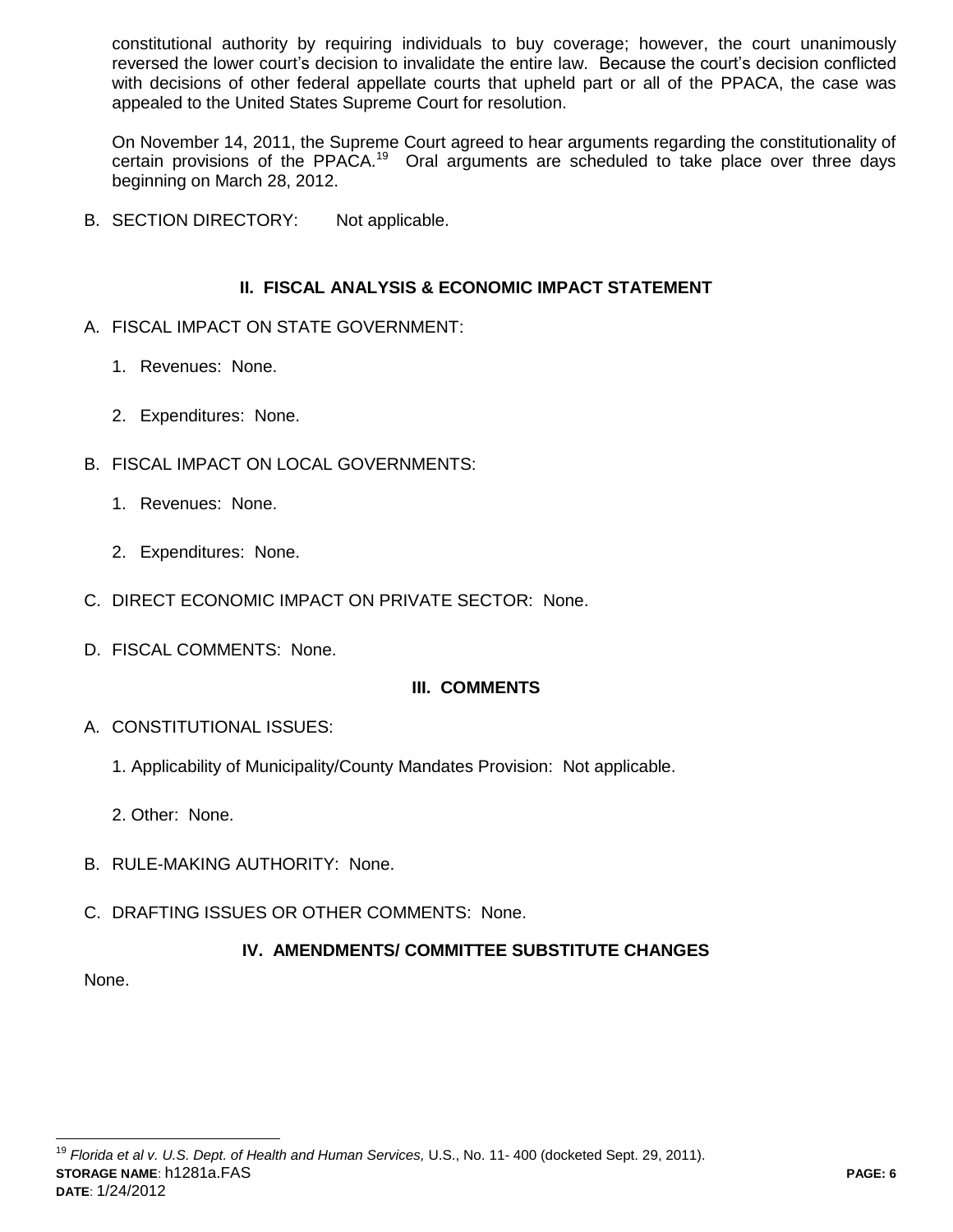constitutional authority by requiring individuals to buy coverage; however, the court unanimously reversed the lower court's decision to invalidate the entire law. Because the court's decision conflicted with decisions of other federal appellate courts that upheld part or all of the PPACA, the case was appealed to the United States Supreme Court for resolution.

On November 14, 2011, the Supreme Court agreed to hear arguments regarding the constitutionality of certain provisions of the PPACA.[19] Oral arguments are scheduled to take place over three days beginning on March 28, 2012.

B. SECTION DIRECTORY: Not applicable.

## II. FISCAL ANALYSIS & ECONOMIC IMPACT STATEMENT

A. FISCAL IMPACT ON STATE GOVERNMENT:

1. Revenues: None.

2. Expenditures: None.

B. FISCAL IMPACT ON LOCAL GOVERNMENTS:

1. Revenues: None.

2. Expenditures: None.

C. DIRECT ECONOMIC IMPACT ON PRIVATE SECTOR: None.

D. FISCAL COMMENTS: None.

## III. COMMENTS

A. CONSTITUTIONAL ISSUES:

1. Applicability of Municipality/County Mandates Provision: Not applicable.

2. Other: None.

B. RULE-MAKING AUTHORITY: None.

C. DRAFTING ISSUES OR OTHER COMMENTS: None.

## IV. AMENDMENTS/ COMMITTEE SUBSTITUTE CHANGES

None.

[19] *Florida et al v. U.S. Dept. of Health and Human Services,* U.S., No. 11- 400 (docketed Sept. 29, 2011).